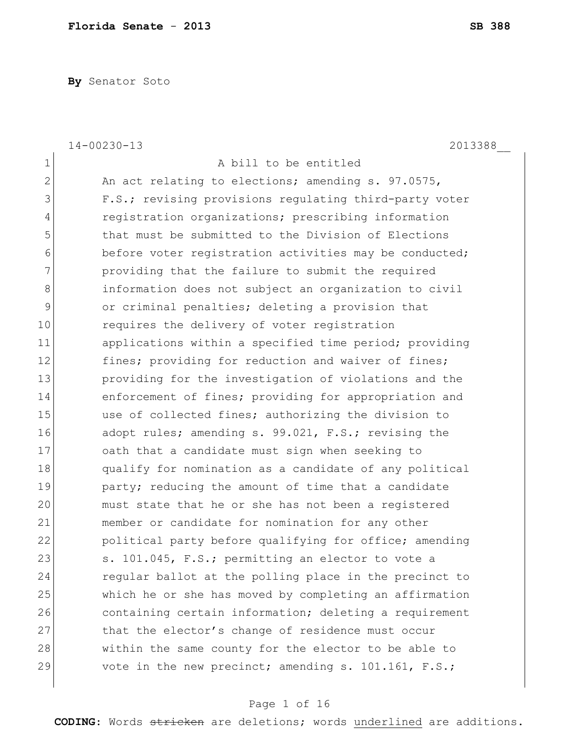**Florida Senate - 2013** **SB 388**

**By** Senator Soto

14-00230-13 2013388__

1 A bill to be entitled
2 An act relating to elections; amending s. 97.0575,
3 F.S.; revising provisions regulating third-party voter
4 registration organizations; prescribing information
5 that must be submitted to the Division of Elections
6 before voter registration activities may be conducted;
7 providing that the failure to submit the required
8 information does not subject an organization to civil
9 or criminal penalties; deleting a provision that
10 requires the delivery of voter registration
11 applications within a specified time period; providing
12 fines; providing for reduction and waiver of fines;
13 providing for the investigation of violations and the
14 enforcement of fines; providing for appropriation and
15 use of collected fines; authorizing the division to
16 adopt rules; amending s. 99.021, F.S.; revising the
17 oath that a candidate must sign when seeking to
18 qualify for nomination as a candidate of any political
19 party; reducing the amount of time that a candidate
20 must state that he or she has not been a registered
21 member or candidate for nomination for any other
22 political party before qualifying for office; amending
23 s. 101.045, F.S.; permitting an elector to vote a
24 regular ballot at the polling place in the precinct to
25 which he or she has moved by completing an affirmation
26 containing certain information; deleting a requirement
27 that the elector's change of residence must occur
28 within the same county for the elector to be able to
29 vote in the new precinct; amending s. 101.161, F.S.;

**CODING:** Words ~~stricken~~ are deletions; words <u>underlined</u> are additions.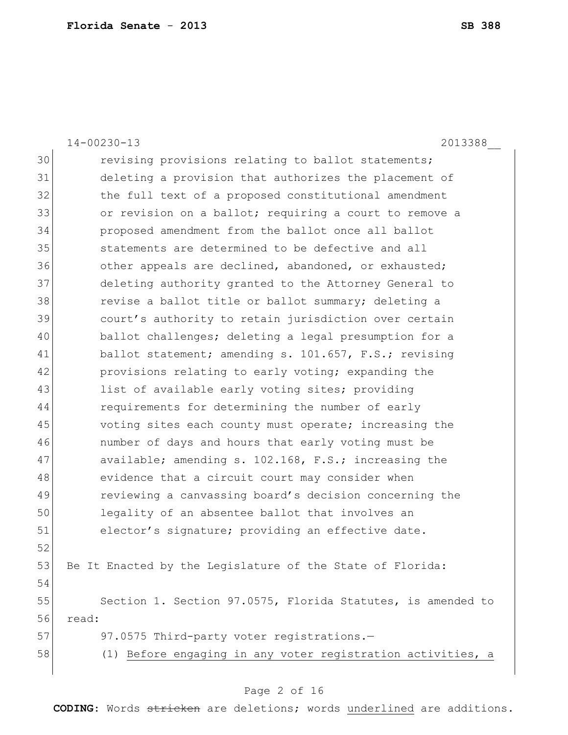14-00230-13 2013388__

revising provisions relating to ballot statements; deleting a provision that authorizes the placement of the full text of a proposed constitutional amendment or revision on a ballot; requiring a court to remove a proposed amendment from the ballot once all ballot statements are determined to be defective and all other appeals are declined, abandoned, or exhausted; deleting authority granted to the Attorney General to revise a ballot title or ballot summary; deleting a court's authority to retain jurisdiction over certain ballot challenges; deleting a legal presumption for a ballot statement; amending s. 101.657, F.S.; revising provisions relating to early voting; expanding the list of available early voting sites; providing requirements for determining the number of early voting sites each county must operate; increasing the number of days and hours that early voting must be available; amending s. 102.168, F.S.; increasing the evidence that a circuit court may consider when reviewing a canvassing board's decision concerning the legality of an absentee ballot that involves an elector's signature; providing an effective date.

Be It Enacted by the Legislature of the State of Florida:

Section 1. Section 97.0575, Florida Statutes, is amended to read:

97.0575 Third-party voter registrations.—

(1) Before engaging in any voter registration activities, a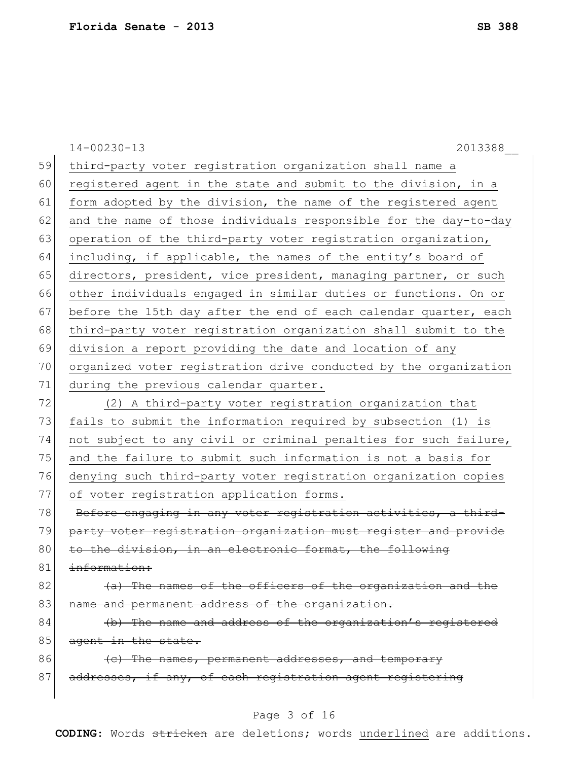third-party voter registration organization shall name a registered agent in the state and submit to the division, in a form adopted by the division, the name of the registered agent and the name of those individuals responsible for the day-to-day operation of the third-party voter registration organization, including, if applicable, the names of the entity's board of directors, president, vice president, managing partner, or such other individuals engaged in similar duties or functions. On or before the 15th day after the end of each calendar quarter, each third-party voter registration organization shall submit to the division a report providing the date and location of any organized voter registration drive conducted by the organization during the previous calendar quarter.

(2) A third-party voter registration organization that fails to submit the information required by subsection (1) is not subject to any civil or criminal penalties for such failure, and the failure to submit such information is not a basis for denying such third-party voter registration organization copies of voter registration application forms.

~~Before engaging in any voter registration activities, a third-party voter registration organization must register and provide to the division, in an electronic format, the following information:~~

~~(a) The names of the officers of the organization and the name and permanent address of the organization.~~

~~(b) The name and address of the organization's registered agent in the state.~~

~~(c) The names, permanent addresses, and temporary addresses, if any, of each registration agent registering~~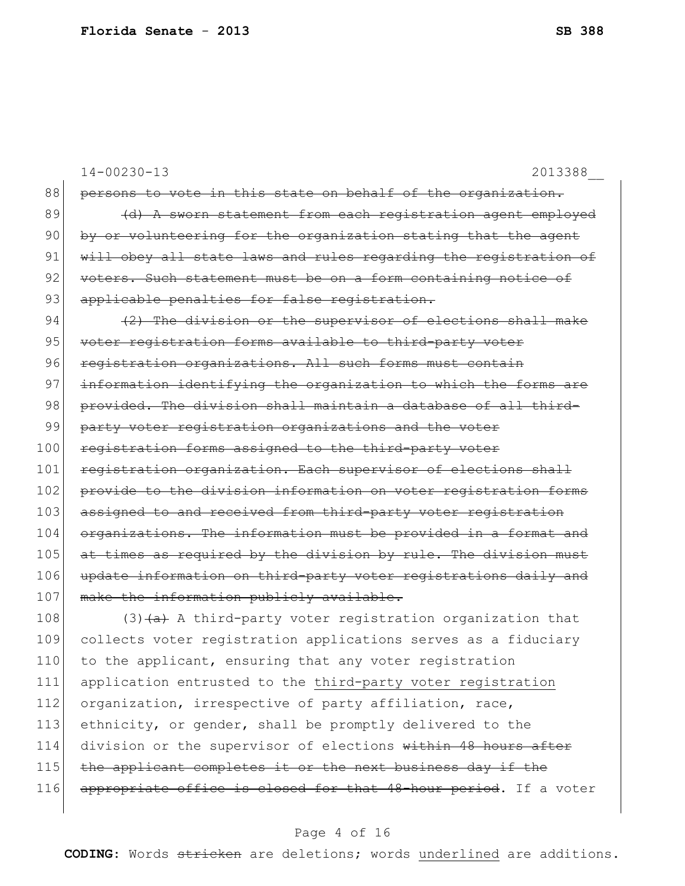~~persons to vote in this state on behalf of the organization.~~

~~(d) A sworn statement from each registration agent employed by or volunteering for the organization stating that the agent will obey all state laws and rules regarding the registration of voters. Such statement must be on a form containing notice of applicable penalties for false registration.~~

~~(2) The division or the supervisor of elections shall make voter registration forms available to third-party voter registration organizations. All such forms must contain information identifying the organization to which the forms are provided. The division shall maintain a database of all third-party voter registration organizations and the voter registration forms assigned to the third-party voter registration organization. Each supervisor of elections shall provide to the division information on voter registration forms assigned to and received from third-party voter registration organizations. The information must be provided in a format and at times as required by the division by rule. The division must update information on third-party voter registrations daily and make the information publicly available.~~

(3)~~(a)~~ A third-party voter registration organization that collects voter registration applications serves as a fiduciary to the applicant, ensuring that any voter registration application entrusted to the <u>third-party voter registration</u> organization, irrespective of party affiliation, race, ethnicity, or gender, shall be promptly delivered to the division or the supervisor of elections ~~within 48 hours after the applicant completes it or the next business day if the appropriate office is closed for that 48-hour period~~. If a voter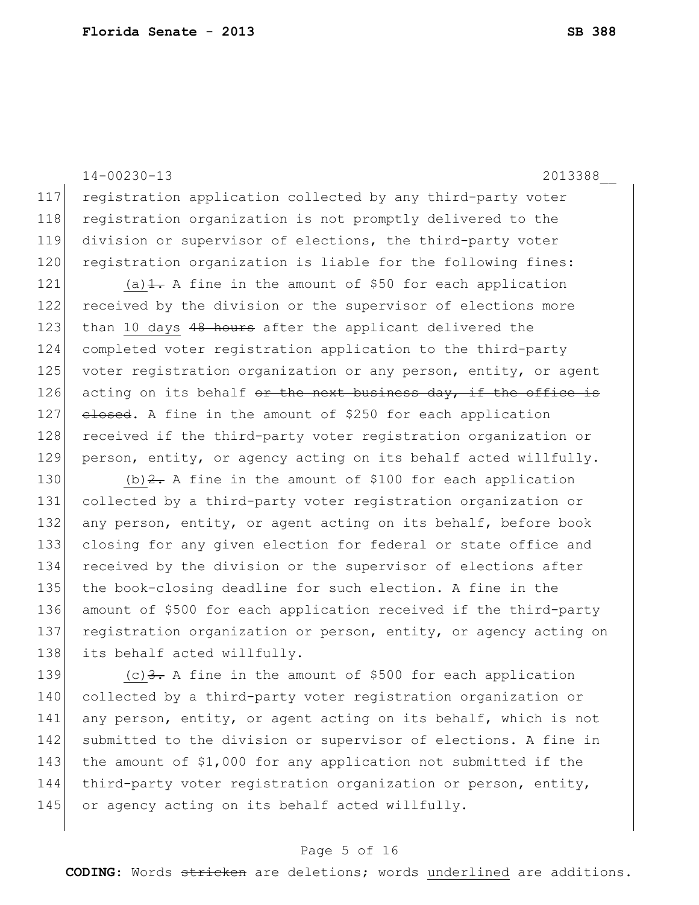registration application collected by any third-party voter registration organization is not promptly delivered to the division or supervisor of elections, the third-party voter registration organization is liable for the following fines:

(a)~~1.~~ A fine in the amount of $50 for each application received by the division or the supervisor of elections more than <u>10 days</u> ~~48 hours~~ after the applicant delivered the completed voter registration application to the third-party voter registration organization or any person, entity, or agent acting on its behalf ~~or the next business day, if the office is closed~~. A fine in the amount of $250 for each application received if the third-party voter registration organization or person, entity, or agency acting on its behalf acted willfully.

<u>(b)</u>~~2.~~ A fine in the amount of $100 for each application collected by a third-party voter registration organization or any person, entity, or agent acting on its behalf, before book closing for any given election for federal or state office and received by the division or the supervisor of elections after the book-closing deadline for such election. A fine in the amount of $500 for each application received if the third-party registration organization or person, entity, or agency acting on its behalf acted willfully.

<u>(c)</u>~~3.~~ A fine in the amount of $500 for each application collected by a third-party voter registration organization or any person, entity, or agent acting on its behalf, which is not submitted to the division or supervisor of elections. A fine in the amount of $1,000 for any application not submitted if the third-party voter registration organization or person, entity, or agency acting on its behalf acted willfully.

**CODING:** Words ~~stricken~~ are deletions; words <u>underlined</u> are additions.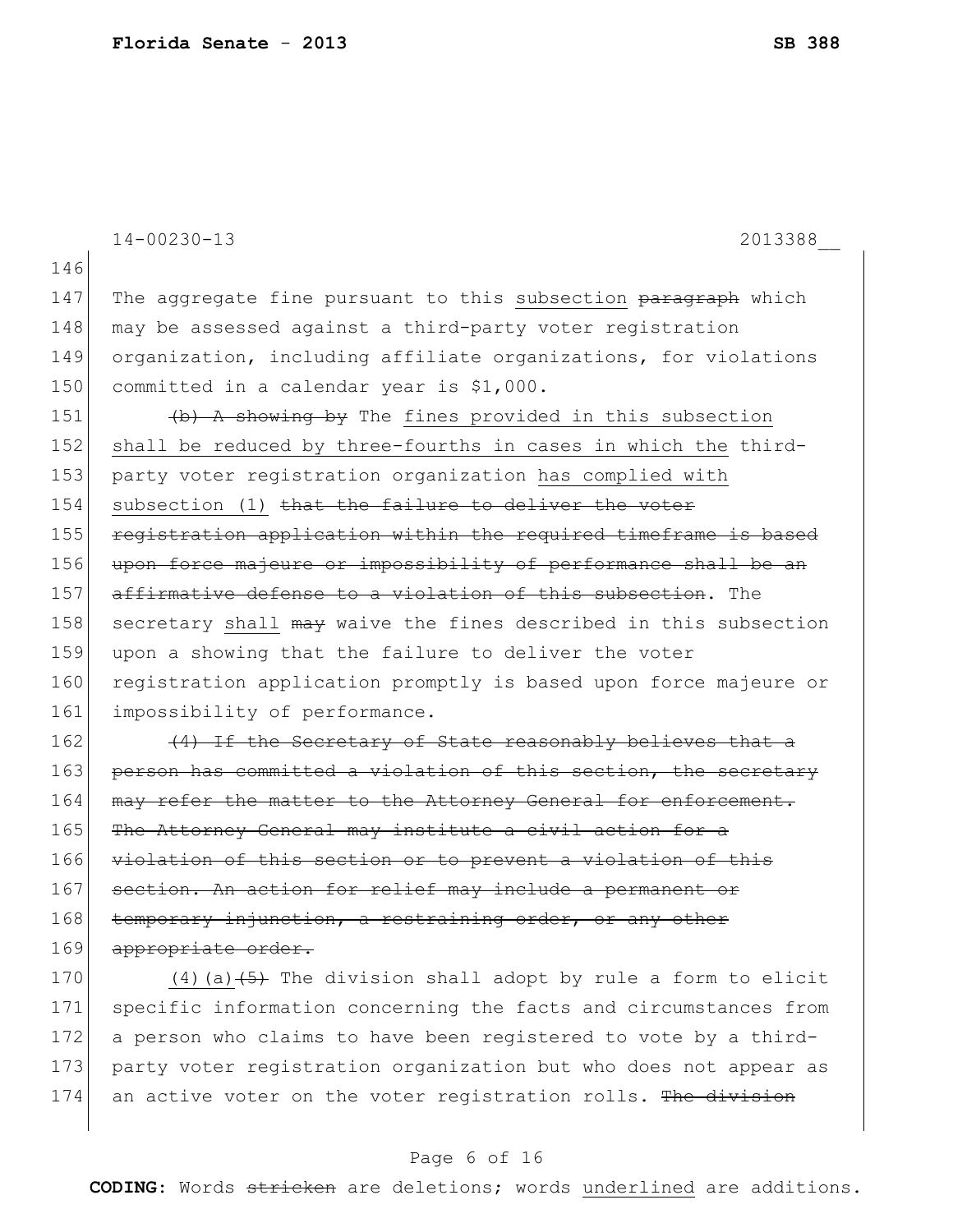The aggregate fine pursuant to this <u>subsection</u> ~~paragraph~~ which may be assessed against a third-party voter registration organization, including affiliate organizations, for violations committed in a calendar year is $1,000.

~~(b) A showing by~~ The <u>fines provided in this subsection shall be reduced by three-fourths in cases in which the</u> third-party voter registration organization <u>has complied with subsection (1)</u> ~~that the failure to deliver the voter registration application within the required timeframe is based upon force majeure or impossibility of performance shall be an affirmative defense to a violation of this subsection~~. The secretary <u>shall</u> ~~may~~ waive the fines described in this subsection upon a showing that the failure to deliver the voter registration application promptly is based upon force majeure or impossibility of performance.

~~(4) If the Secretary of State reasonably believes that a person has committed a violation of this section, the secretary may refer the matter to the Attorney General for enforcement. The Attorney General may institute a civil action for a violation of this section or to prevent a violation of this section. An action for relief may include a permanent or temporary injunction, a restraining order, or any other appropriate order.~~

<u>(4)(a)</u>~~(5)~~ The division shall adopt by rule a form to elicit specific information concerning the facts and circumstances from a person who claims to have been registered to vote by a third-party voter registration organization but who does not appear as an active voter on the voter registration rolls. ~~The division~~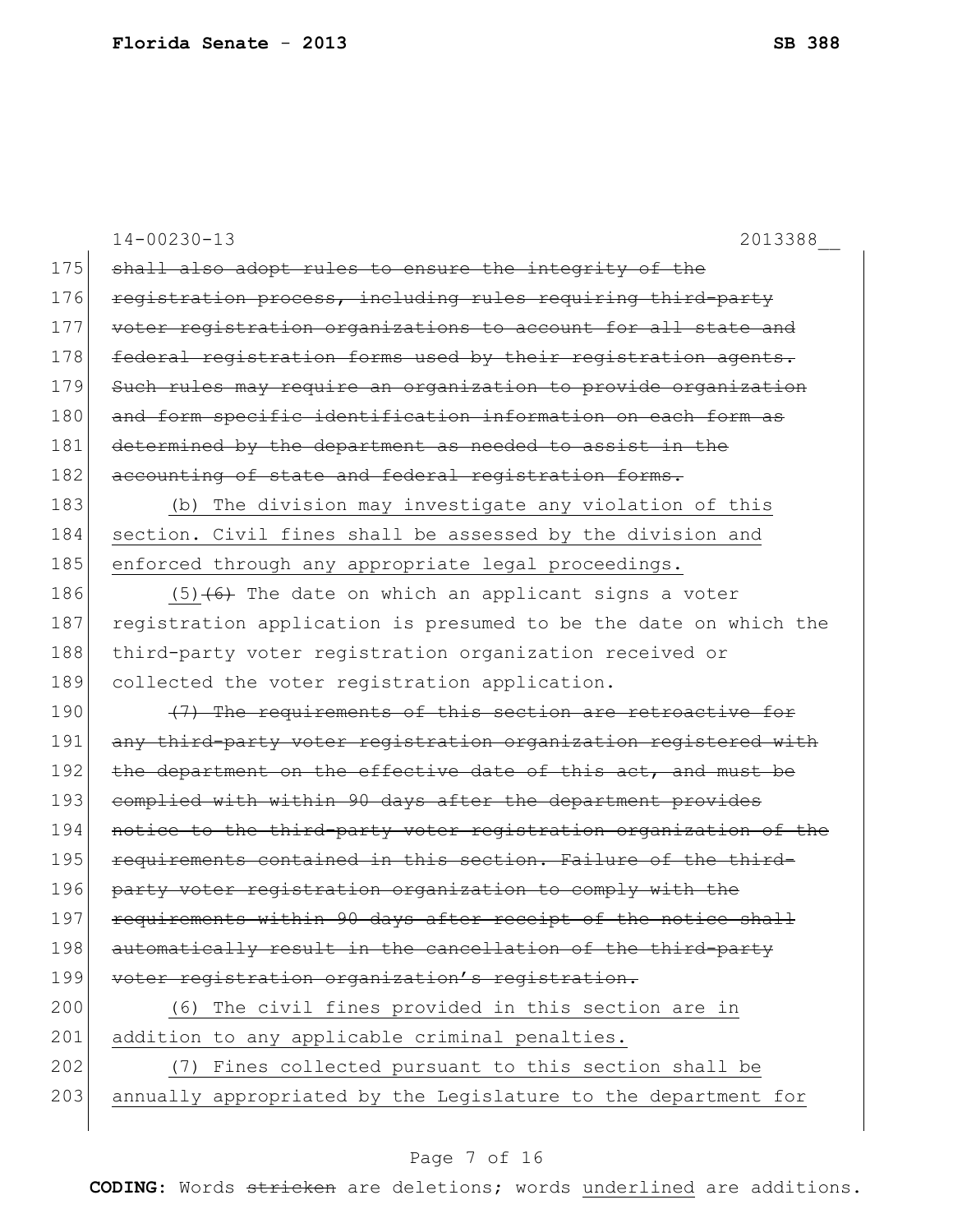14-00230-13 2013388__

175 ~~shall also adopt rules to ensure the integrity of the~~
176 ~~registration process, including rules requiring third-party~~
177 ~~voter registration organizations to account for all state and~~
178 ~~federal registration forms used by their registration agents.~~
179 ~~Such rules may require an organization to provide organization~~
180 ~~and form specific identification information on each form as~~
181 ~~determined by the department as needed to assist in the~~
182 ~~accounting of state and federal registration forms.~~

183 <u>(b) The division may investigate any violation of this</u>
184 <u>section. Civil fines shall be assessed by the division and</u>
185 <u>enforced through any appropriate legal proceedings.</u>

186 <u>(5)</u>~~(6)~~ The date on which an applicant signs a voter
187 registration application is presumed to be the date on which the
188 third-party voter registration organization received or
189 collected the voter registration application.

190 ~~(7) The requirements of this section are retroactive for~~
191 ~~any third-party voter registration organization registered with~~
192 ~~the department on the effective date of this act, and must be~~
193 ~~complied with within 90 days after the department provides~~
194 ~~notice to the third-party voter registration organization of the~~
195 ~~requirements contained in this section. Failure of the third-~~
196 ~~party voter registration organization to comply with the~~
197 ~~requirements within 90 days after receipt of the notice shall~~
198 ~~automatically result in the cancellation of the third-party~~
199 ~~voter registration organization's registration.~~

200 <u>(6) The civil fines provided in this section are in</u>
201 <u>addition to any applicable criminal penalties.</u>

202 <u>(7) Fines collected pursuant to this section shall be</u>
203 <u>annually appropriated by the Legislature to the department for</u>

**CODING:** Words ~~stricken~~ are deletions; words <u>underlined</u> are additions.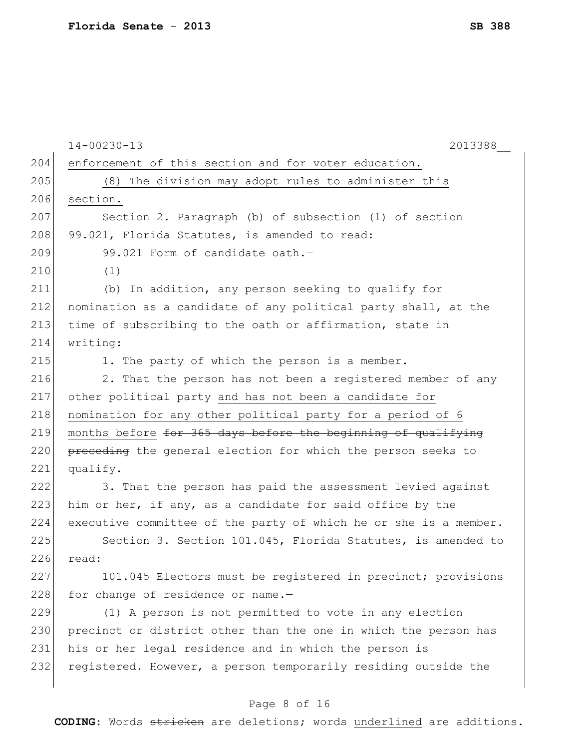enforcement of this section and for voter education.

(8) The division may adopt rules to administer this section.

Section 2. Paragraph (b) of subsection (1) of section 99.021, Florida Statutes, is amended to read:

99.021 Form of candidate oath.—

(1)

(b) In addition, any person seeking to qualify for nomination as a candidate of any political party shall, at the time of subscribing to the oath or affirmation, state in writing:

1. The party of which the person is a member.

2. That the person has not been a registered member of any other political party and has not been a candidate for nomination for any other political party for a period of 6 months before ~~for 365 days before the beginning of qualifying preceding~~ the general election for which the person seeks to qualify.

3. That the person has paid the assessment levied against him or her, if any, as a candidate for said office by the executive committee of the party of which he or she is a member.

Section 3. Section 101.045, Florida Statutes, is amended to read:

101.045 Electors must be registered in precinct; provisions for change of residence or name.—

(1) A person is not permitted to vote in any election precinct or district other than the one in which the person has his or her legal residence and in which the person is registered. However, a person temporarily residing outside the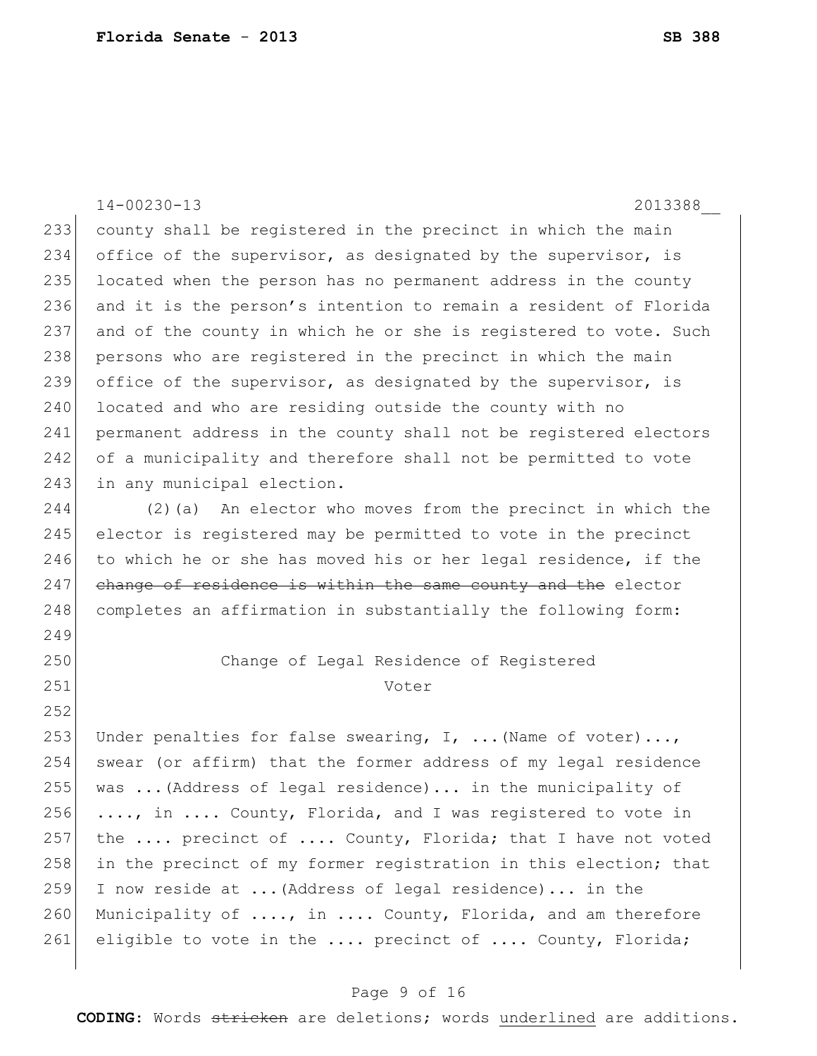14-00230-13 2013388__

233 county shall be registered in the precinct in which the main
234 office of the supervisor, as designated by the supervisor, is
235 located when the person has no permanent address in the county
236 and it is the person's intention to remain a resident of Florida
237 and of the county in which he or she is registered to vote. Such
238 persons who are registered in the precinct in which the main
239 office of the supervisor, as designated by the supervisor, is
240 located and who are residing outside the county with no
241 permanent address in the county shall not be registered electors
242 of a municipality and therefore shall not be permitted to vote
243 in any municipal election.

244 (2)(a) An elector who moves from the precinct in which the
245 elector is registered may be permitted to vote in the precinct
246 to which he or she has moved his or her legal residence, if the
247 ~~change of residence is within the same county and the~~ elector
248 completes an affirmation in substantially the following form:

249

250 Change of Legal Residence of Registered
251 Voter

252

253 Under penalties for false swearing, I, ...(Name of voter)...,
254 swear (or affirm) that the former address of my legal residence
255 was ...(Address of legal residence)... in the municipality of
256 ...., in .... County, Florida, and I was registered to vote in
257 the .... precinct of .... County, Florida; that I have not voted
258 in the precinct of my former registration in this election; that
259 I now reside at ...(Address of legal residence)... in the
260 Municipality of ...., in .... County, Florida, and am therefore
261 eligible to vote in the .... precinct of .... County, Florida;

**CODING:** Words ~~stricken~~ are deletions; words <u>underlined</u> are additions.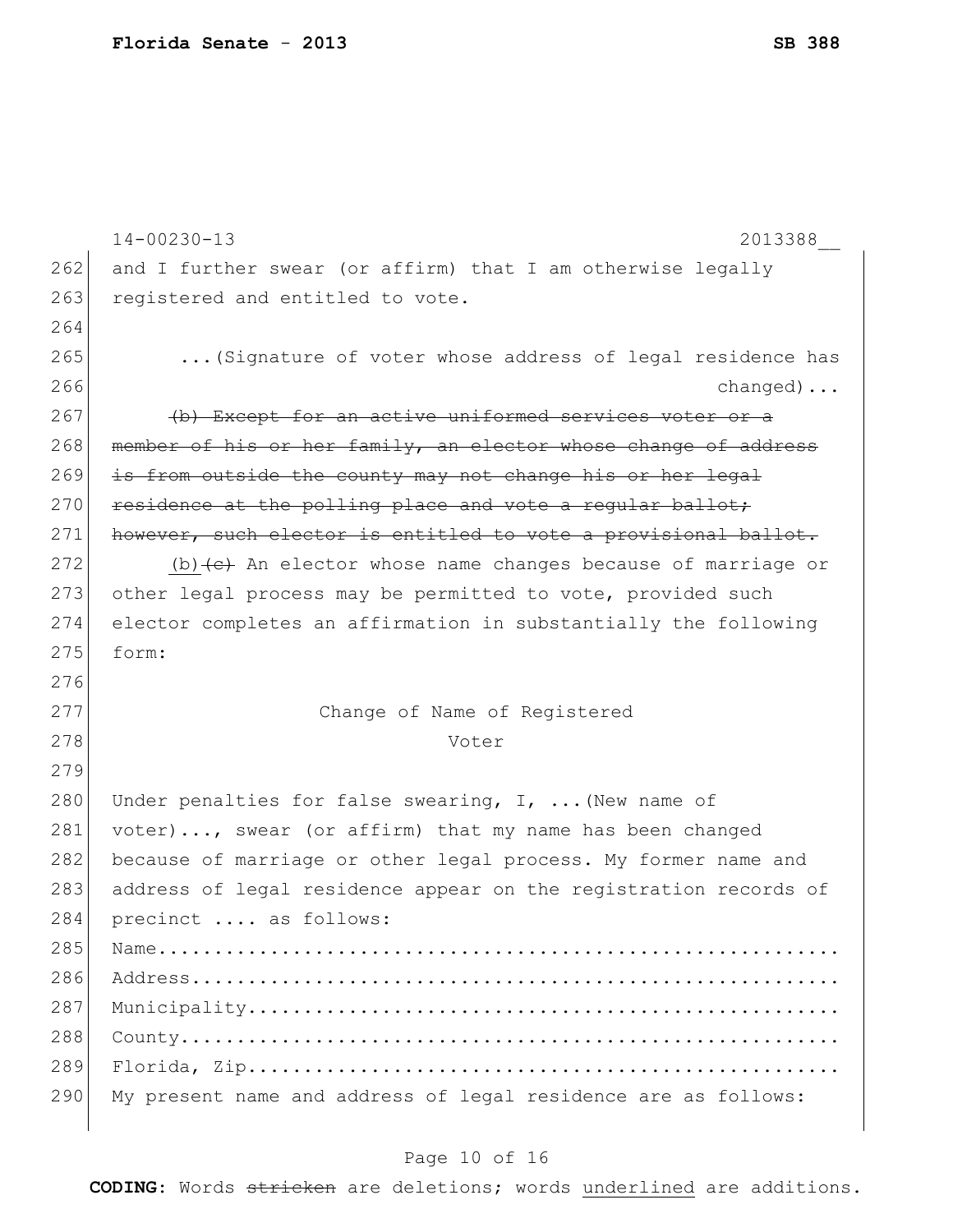and I further swear (or affirm) that I am otherwise legally registered and entitled to vote.

...(Signature of voter whose address of legal residence has changed)...

~~(b) Except for an active uniformed services voter or a member of his or her family, an elector whose change of address is from outside the county may not change his or her legal residence at the polling place and vote a regular ballot; however, such elector is entitled to vote a provisional ballot.~~

(b) ~~(c)~~ An elector whose name changes because of marriage or other legal process may be permitted to vote, provided such elector completes an affirmation in substantially the following form:

Change of Name of Registered Voter

Under penalties for false swearing, I, ...(New name of voter)..., swear (or affirm) that my name has been changed because of marriage or other legal process. My former name and address of legal residence appear on the registration records of precinct .... as follows:

Name..........................................................

Address.......................................................

Municipality..................................................

County........................................................

Florida, Zip..................................................

My present name and address of legal residence are as follows: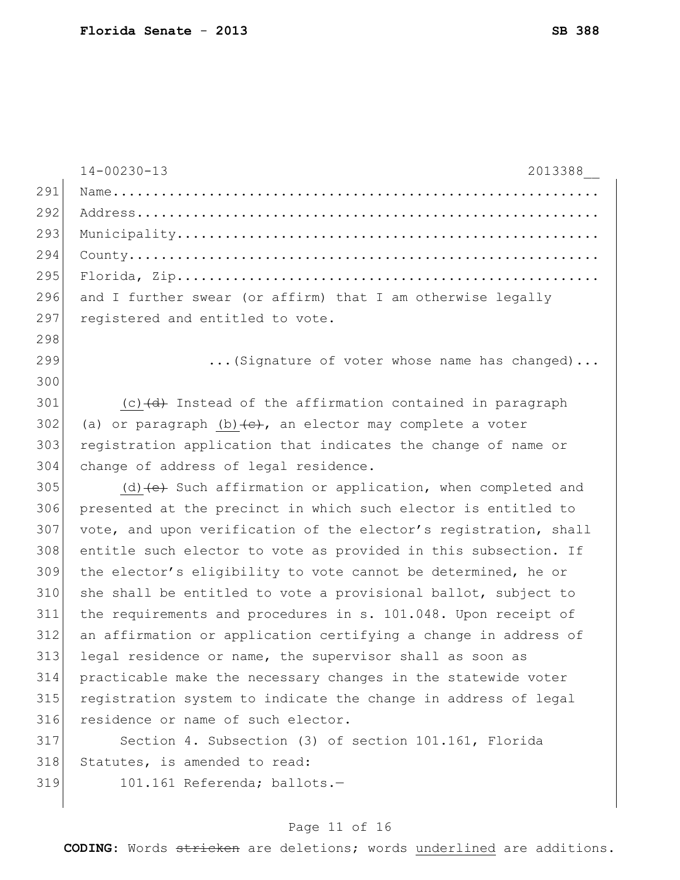Name.......................................................

Address....................................................

Municipality...............................................

County.....................................................

Florida, Zip...............................................

and I further swear (or affirm) that I am otherwise legally registered and entitled to vote.

...(Signature of voter whose name has changed)...

<u>(c)</u>~~(d)~~ Instead of the affirmation contained in paragraph (a) or paragraph <u>(b)</u>~~(c)~~, an elector may complete a voter registration application that indicates the change of name or change of address of legal residence.

<u>(d)</u>~~(e)~~ Such affirmation or application, when completed and presented at the precinct in which such elector is entitled to vote, and upon verification of the elector's registration, shall entitle such elector to vote as provided in this subsection. If the elector's eligibility to vote cannot be determined, he or she shall be entitled to vote a provisional ballot, subject to the requirements and procedures in s. 101.048. Upon receipt of an affirmation or application certifying a change in address of legal residence or name, the supervisor shall as soon as practicable make the necessary changes in the statewide voter registration system to indicate the change in address of legal residence or name of such elector.

Section 4. Subsection (3) of section 101.161, Florida Statutes, is amended to read:

101.161 Referenda; ballots.—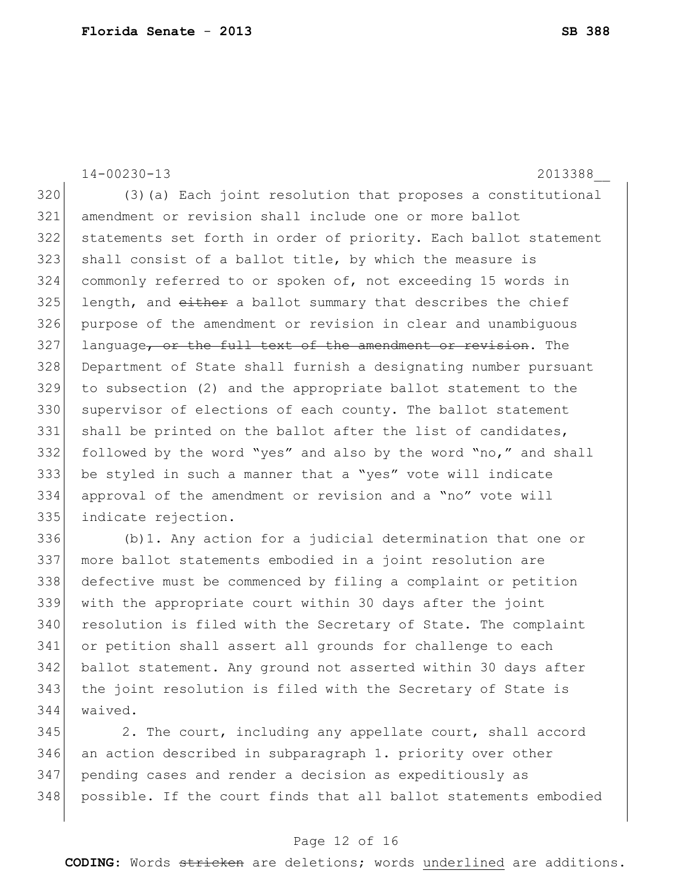14-00230-13 2013388__

(3)(a) Each joint resolution that proposes a constitutional amendment or revision shall include one or more ballot statements set forth in order of priority. Each ballot statement shall consist of a ballot title, by which the measure is commonly referred to or spoken of, not exceeding 15 words in length, and ~~either~~ a ballot summary that describes the chief purpose of the amendment or revision in clear and unambiguous language~~, or the full text of the amendment or revision~~. The Department of State shall furnish a designating number pursuant to subsection (2) and the appropriate ballot statement to the supervisor of elections of each county. The ballot statement shall be printed on the ballot after the list of candidates, followed by the word "yes" and also by the word "no," and shall be styled in such a manner that a "yes" vote will indicate approval of the amendment or revision and a "no" vote will indicate rejection.

(b)1. Any action for a judicial determination that one or more ballot statements embodied in a joint resolution are defective must be commenced by filing a complaint or petition with the appropriate court within 30 days after the joint resolution is filed with the Secretary of State. The complaint or petition shall assert all grounds for challenge to each ballot statement. Any ground not asserted within 30 days after the joint resolution is filed with the Secretary of State is waived.

2. The court, including any appellate court, shall accord an action described in subparagraph 1. priority over other pending cases and render a decision as expeditiously as possible. If the court finds that all ballot statements embodied

**CODING:** Words ~~stricken~~ are deletions; words underlined are additions.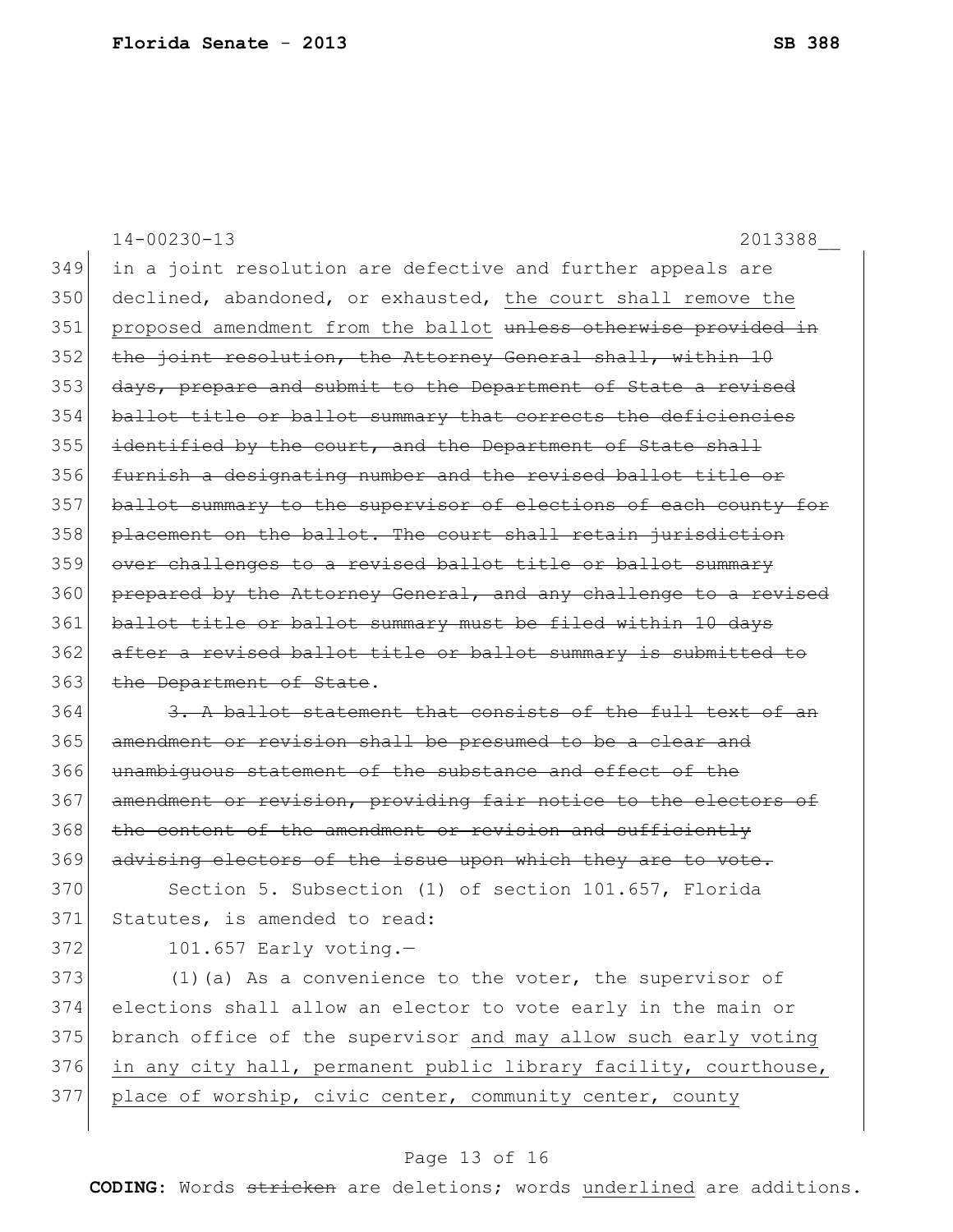in a joint resolution are defective and further appeals are declined, abandoned, or exhausted, <u>the court shall remove the proposed amendment from the ballot</u> ~~unless otherwise provided in the joint resolution, the Attorney General shall, within 10 days, prepare and submit to the Department of State a revised ballot title or ballot summary that corrects the deficiencies identified by the court, and the Department of State shall furnish a designating number and the revised ballot title or ballot summary to the supervisor of elections of each county for placement on the ballot. The court shall retain jurisdiction over challenges to a revised ballot title or ballot summary prepared by the Attorney General, and any challenge to a revised ballot title or ballot summary must be filed within 10 days after a revised ballot title or ballot summary is submitted to the Department of State~~.

~~3. A ballot statement that consists of the full text of an amendment or revision shall be presumed to be a clear and unambiguous statement of the substance and effect of the amendment or revision, providing fair notice to the electors of the content of the amendment or revision and sufficiently advising electors of the issue upon which they are to vote.~~

Section 5. Subsection (1) of section 101.657, Florida Statutes, is amended to read:

101.657 Early voting.—

(1)(a) As a convenience to the voter, the supervisor of elections shall allow an elector to vote early in the main or branch office of the supervisor <u>and may allow such early voting in any city hall, permanent public library facility, courthouse, place of worship, civic center, community center, county</u>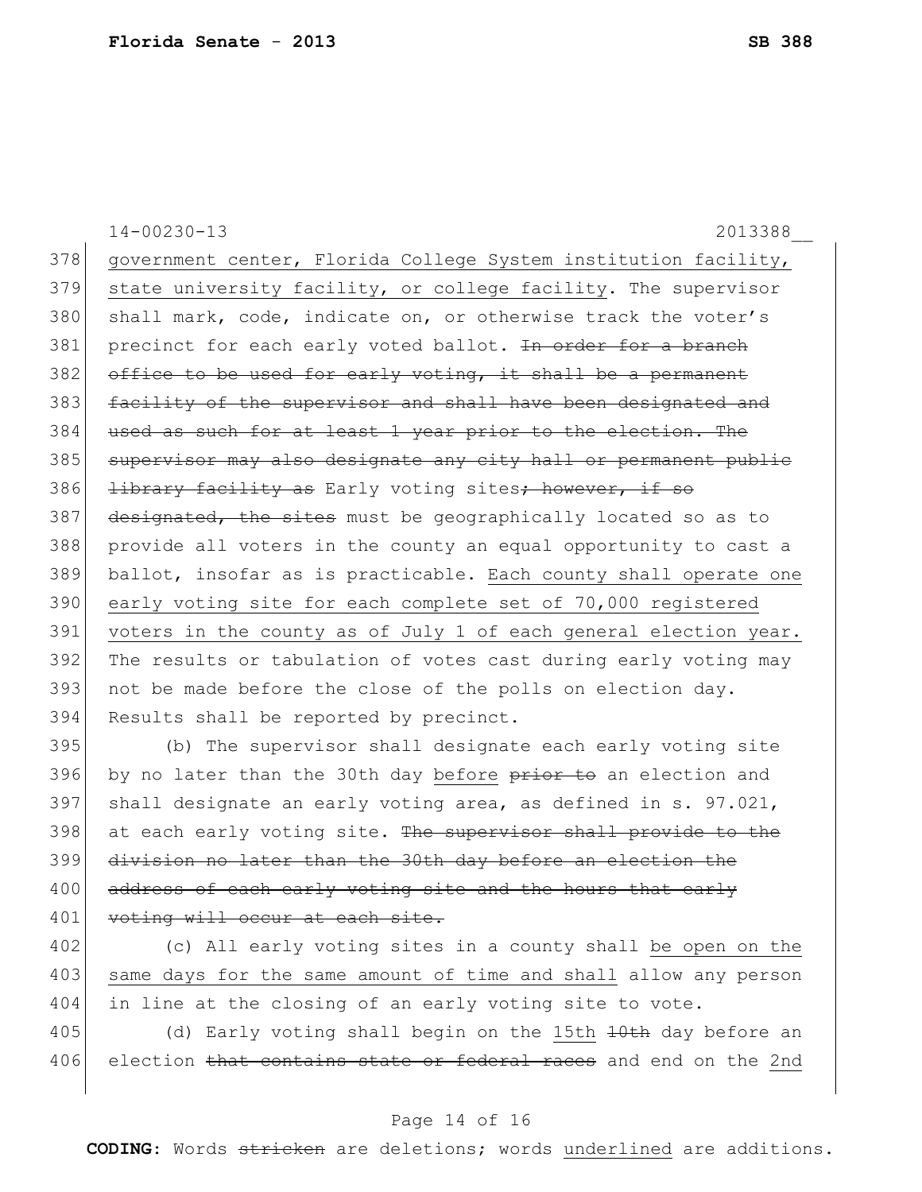<u>government center, Florida College System institution facility, state university facility, or college facility</u>. The supervisor shall mark, code, indicate on, or otherwise track the voter's precinct for each early voted ballot. ~~In order for a branch office to be used for early voting, it shall be a permanent facility of the supervisor and shall have been designated and used as such for at least 1 year prior to the election. The supervisor may also designate any city hall or permanent public library facility as~~ Early voting sites~~; however, if so designated, the sites~~ must be geographically located so as to provide all voters in the county an equal opportunity to cast a ballot, insofar as is practicable. <u>Each county shall operate one early voting site for each complete set of 70,000 registered voters in the county as of July 1 of each general election year.</u> The results or tabulation of votes cast during early voting may not be made before the close of the polls on election day. Results shall be reported by precinct.

(b) The supervisor shall designate each early voting site by no later than the 30th day <u>before</u> ~~prior to~~ an election and shall designate an early voting area, as defined in s. 97.021, at each early voting site. ~~The supervisor shall provide to the division no later than the 30th day before an election the address of each early voting site and the hours that early voting will occur at each site.~~

(c) All early voting sites in a county shall <u>be open on the same days for the same amount of time and shall</u> allow any person in line at the closing of an early voting site to vote.

(d) Early voting shall begin on the <u>15th</u> ~~10th~~ day before an election ~~that contains state or federal races~~ and end on the <u>2nd</u>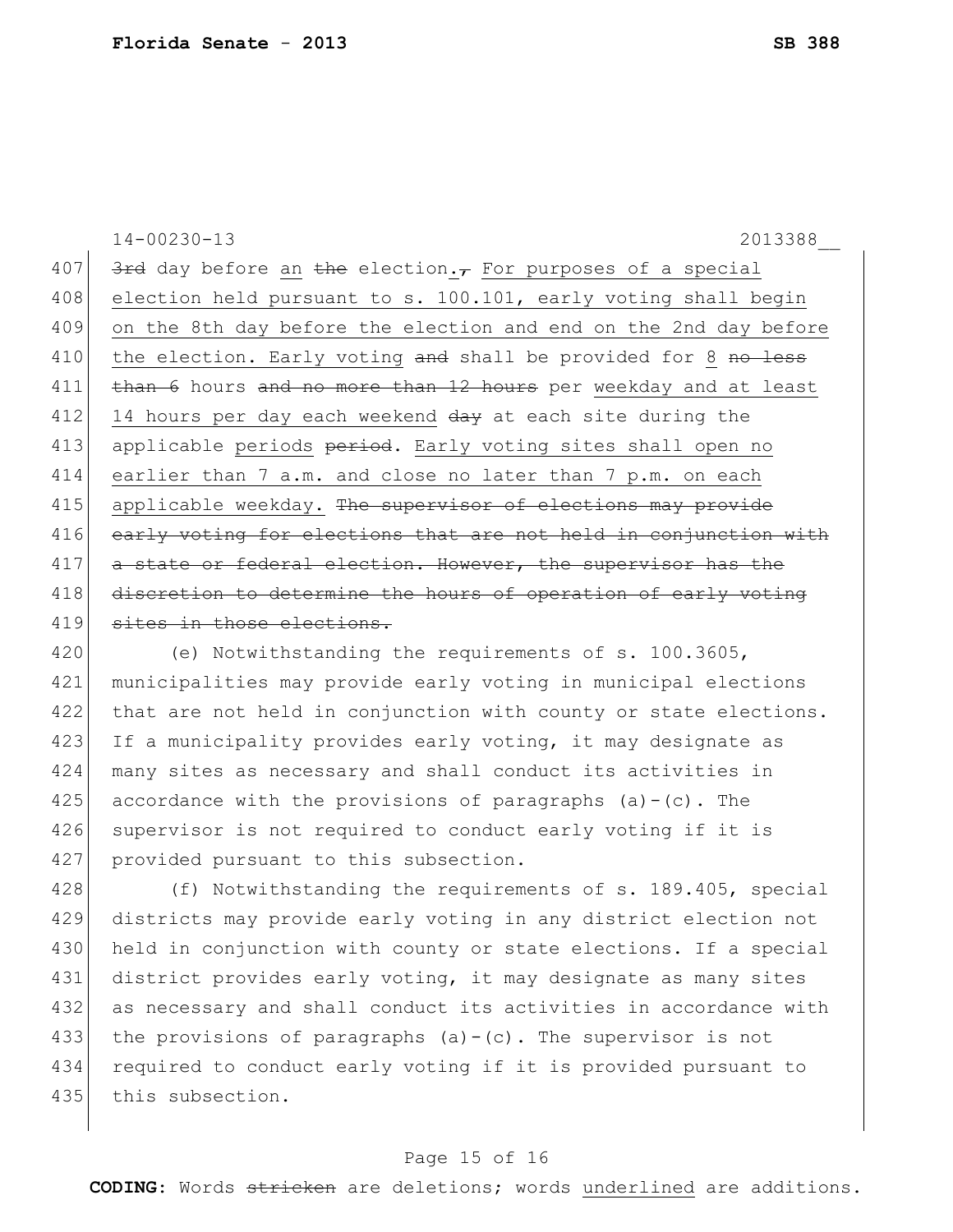14-00230-13 2013388__

407 ~~3rd~~ day before an ~~the~~ election.~~,~~ For purposes of a special
408 election held pursuant to s. 100.101, early voting shall begin
409 on the 8th day before the election and end on the 2nd day before
410 the election. Early voting ~~and~~ shall be provided for 8 ~~no less~~
411 ~~than 6~~ hours ~~and no more than 12 hours~~ per weekday and at least
412 14 hours per day each weekend ~~day~~ at each site during the
413 applicable periods ~~period~~. Early voting sites shall open no
414 earlier than 7 a.m. and close no later than 7 p.m. on each
415 applicable weekday. ~~The supervisor of elections may provide~~
416 ~~early voting for elections that are not held in conjunction with~~
417 ~~a state or federal election. However, the supervisor has the~~
418 ~~discretion to determine the hours of operation of early voting~~
419 ~~sites in those elections.~~

420 (e) Notwithstanding the requirements of s. 100.3605,
421 municipalities may provide early voting in municipal elections
422 that are not held in conjunction with county or state elections.
423 If a municipality provides early voting, it may designate as
424 many sites as necessary and shall conduct its activities in
425 accordance with the provisions of paragraphs (a)-(c). The
426 supervisor is not required to conduct early voting if it is
427 provided pursuant to this subsection.

428 (f) Notwithstanding the requirements of s. 189.405, special
429 districts may provide early voting in any district election not
430 held in conjunction with county or state elections. If a special
431 district provides early voting, it may designate as many sites
432 as necessary and shall conduct its activities in accordance with
433 the provisions of paragraphs (a)-(c). The supervisor is not
434 required to conduct early voting if it is provided pursuant to
435 this subsection.

**CODING:** Words ~~stricken~~ are deletions; words underlined are additions.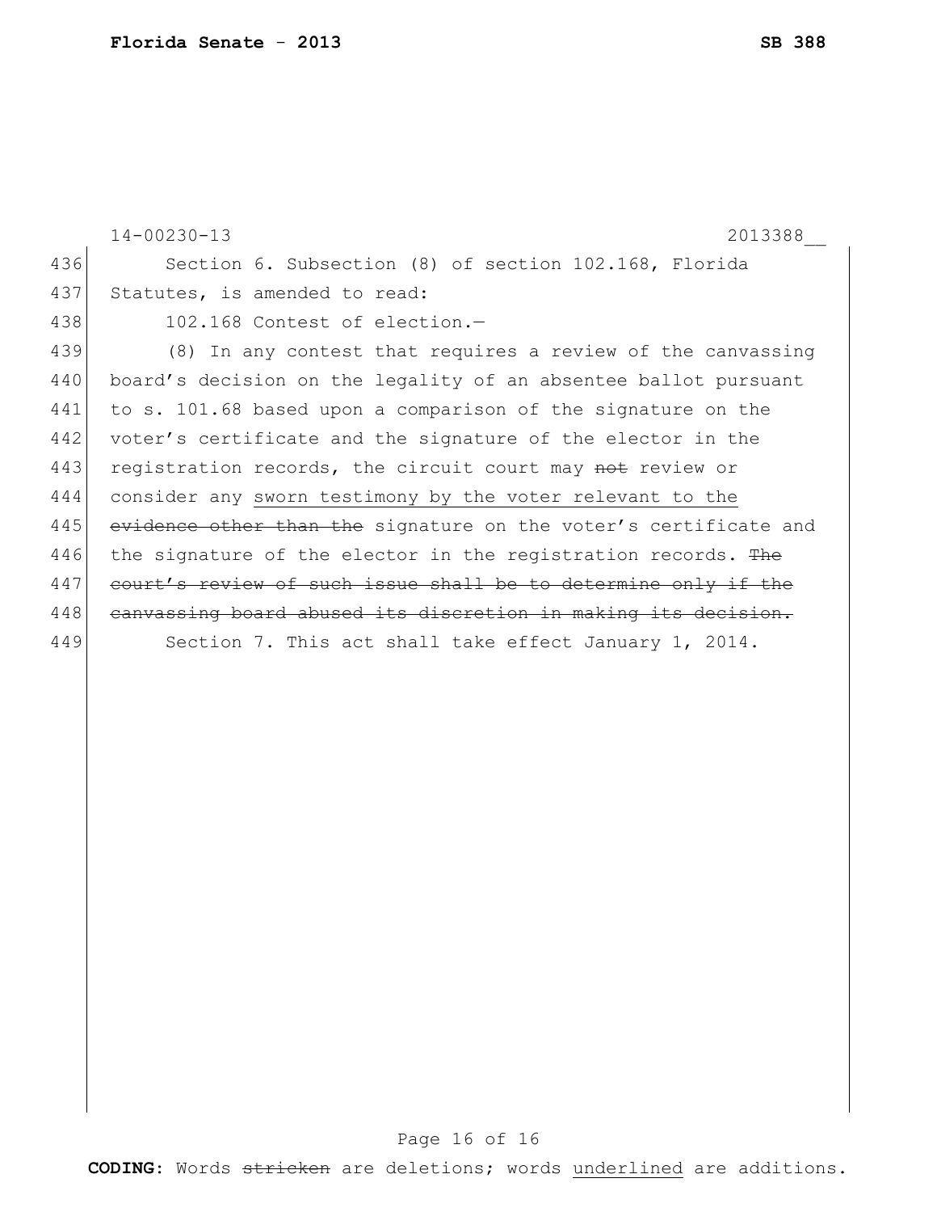Section 6. Subsection (8) of section 102.168, Florida Statutes, is amended to read:

102.168 Contest of election.—

(8) In any contest that requires a review of the canvassing board's decision on the legality of an absentee ballot pursuant to s. 101.68 based upon a comparison of the signature on the voter's certificate and the signature of the elector in the registration records, the circuit court may ~~not~~ review or consider any <u>sworn testimony by the voter relevant to the</u> ~~evidence other than the~~ signature on the voter's certificate and the signature of the elector in the registration records. ~~The court's review of such issue shall be to determine only if the canvassing board abused its discretion in making its decision.~~

Section 7. This act shall take effect January 1, 2014.